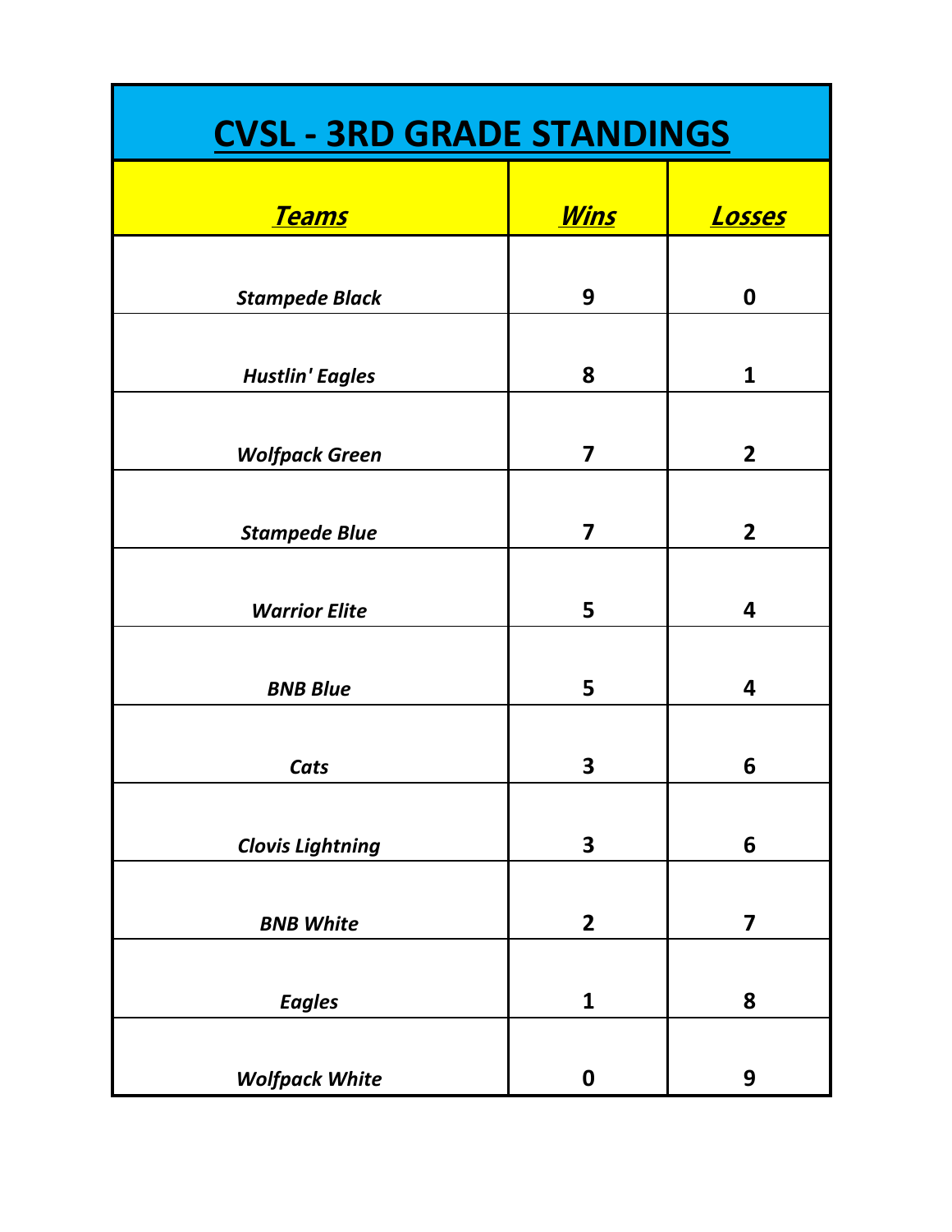# CVSL - 3RD GRADE STANDINGS

| *Teams* | *Wins* | *Losses* |
|---|---|---|
| *Stampede Black* | 9 | 0 |
| *Hustlin' Eagles* | 8 | 1 |
| *Wolfpack Green* | 7 | 2 |
| *Stampede Blue* | 7 | 2 |
| *Warrior Elite* | 5 | 4 |
| *BNB Blue* | 5 | 4 |
| *Cats* | 3 | 6 |
| *Clovis Lightning* | 3 | 6 |
| *BNB White* | 2 | 7 |
| *Eagles* | 1 | 8 |
| *Wolfpack White* | 0 | 9 |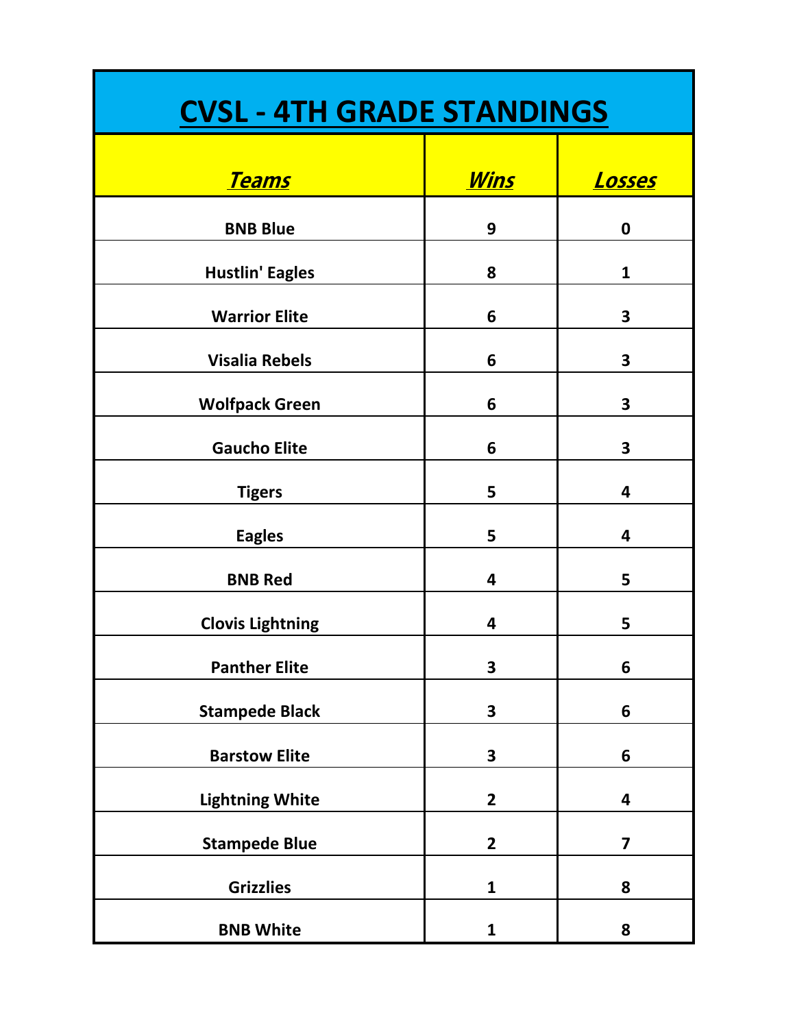# CVSL - 4TH GRADE STANDINGS

| *Teams* | *Wins* | *Losses* |
|---|---|---|
| **BNB Blue** | **9** | **0** |
| **Hustlin' Eagles** | **8** | **1** |
| **Warrior Elite** | **6** | **3** |
| **Visalia Rebels** | **6** | **3** |
| **Wolfpack Green** | **6** | **3** |
| **Gaucho Elite** | **6** | **3** |
| **Tigers** | **5** | **4** |
| **Eagles** | **5** | **4** |
| **BNB Red** | **4** | **5** |
| **Clovis Lightning** | **4** | **5** |
| **Panther Elite** | **3** | **6** |
| **Stampede Black** | **3** | **6** |
| **Barstow Elite** | **3** | **6** |
| **Lightning White** | **2** | **4** |
| **Stampede Blue** | **2** | **7** |
| **Grizzlies** | **1** | **8** |
| **BNB White** | **1** | **8** |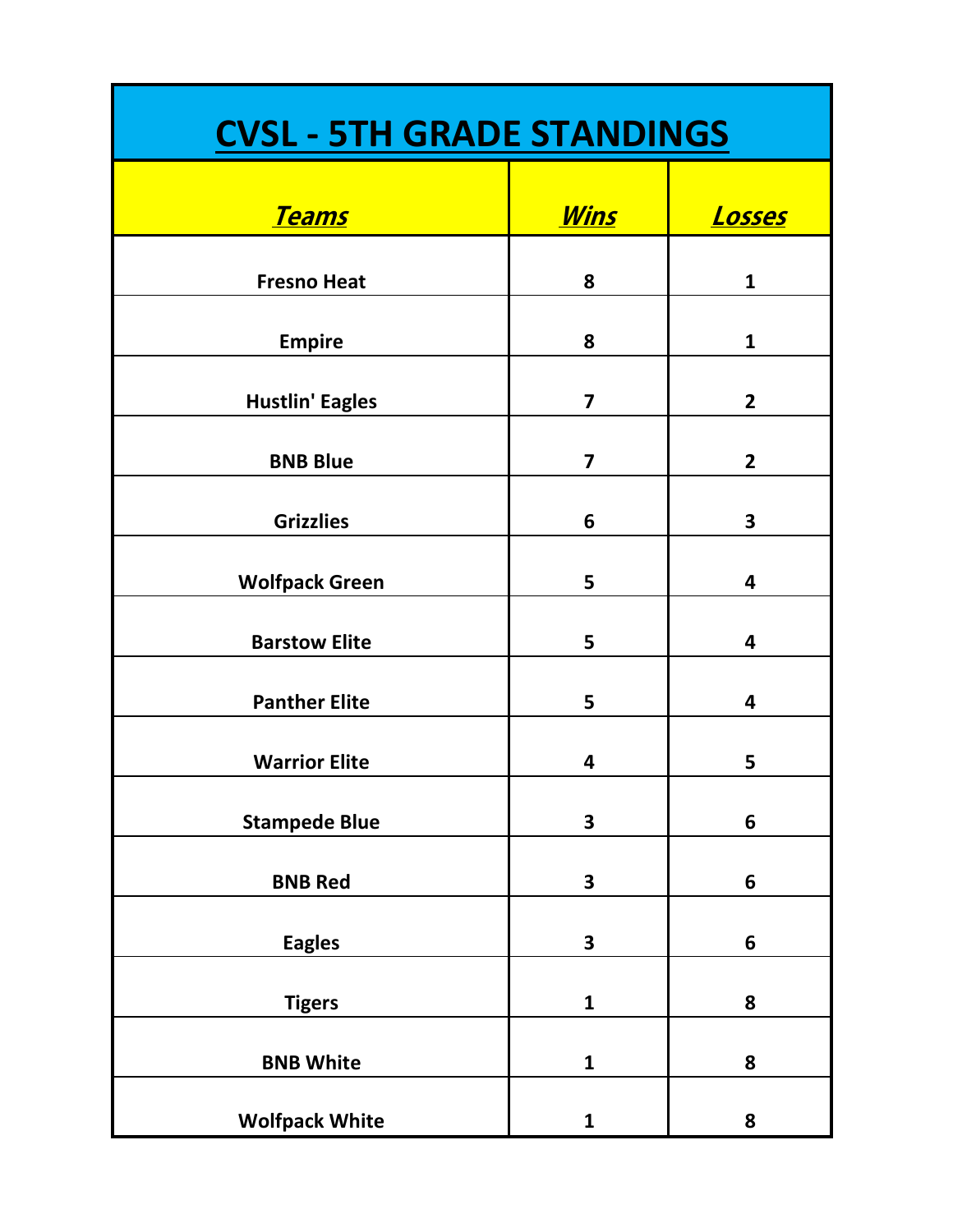# CVSL - 5TH GRADE STANDINGS

| Teams | Wins | Losses |
|---|---|---|
| Fresno Heat | 8 | 1 |
| Empire | 8 | 1 |
| Hustlin' Eagles | 7 | 2 |
| BNB Blue | 7 | 2 |
| Grizzlies | 6 | 3 |
| Wolfpack Green | 5 | 4 |
| Barstow Elite | 5 | 4 |
| Panther Elite | 5 | 4 |
| Warrior Elite | 4 | 5 |
| Stampede Blue | 3 | 6 |
| BNB Red | 3 | 6 |
| Eagles | 3 | 6 |
| Tigers | 1 | 8 |
| BNB White | 1 | 8 |
| Wolfpack White | 1 | 8 |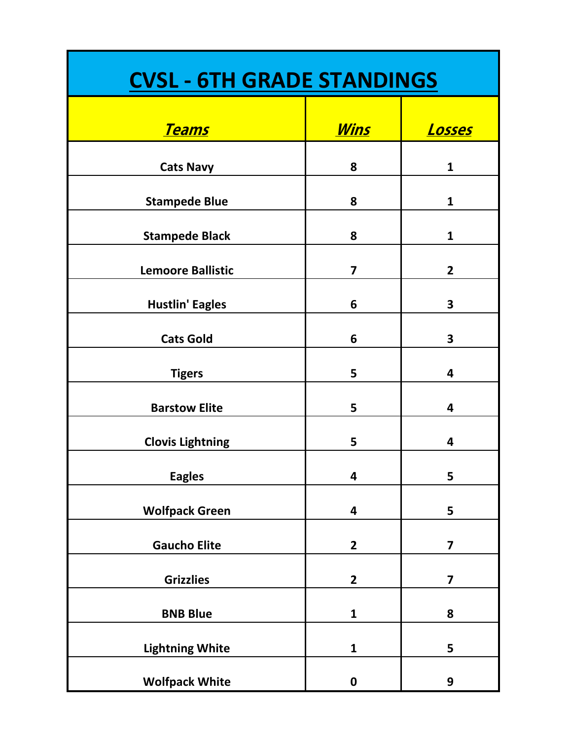# CVSL - 6TH GRADE STANDINGS

| ***Teams*** | ***Wins*** | ***Losses*** |
|---|---|---|
| **Cats Navy** | **8** | **1** |
| **Stampede Blue** | **8** | **1** |
| **Stampede Black** | **8** | **1** |
| **Lemoore Ballistic** | **7** | **2** |
| **Hustlin' Eagles** | **6** | **3** |
| **Cats Gold** | **6** | **3** |
| **Tigers** | **5** | **4** |
| **Barstow Elite** | **5** | **4** |
| **Clovis Lightning** | **5** | **4** |
| **Eagles** | **4** | **5** |
| **Wolfpack Green** | **4** | **5** |
| **Gaucho Elite** | **2** | **7** |
| **Grizzlies** | **2** | **7** |
| **BNB Blue** | **1** | **8** |
| **Lightning White** | **1** | **5** |
| **Wolfpack White** | **0** | **9** |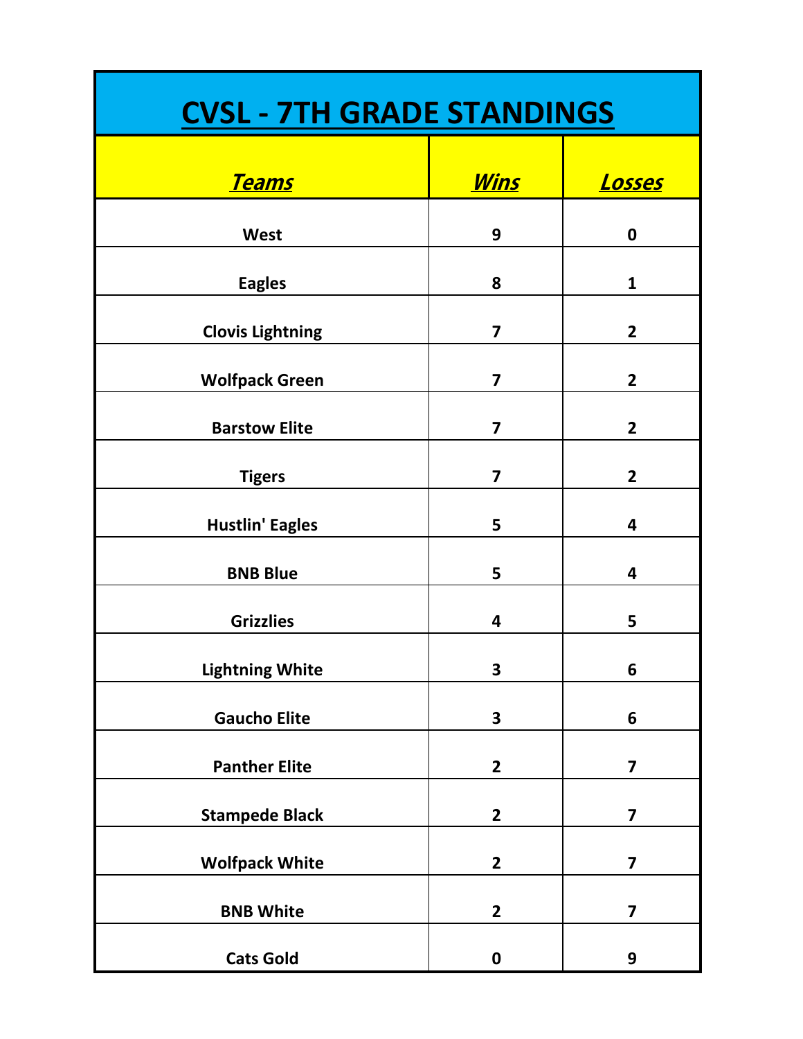# CVSL - 7TH GRADE STANDINGS

| *Teams* | *Wins* | *Losses* |
|---|---|---|
| West | 9 | 0 |
| Eagles | 8 | 1 |
| Clovis Lightning | 7 | 2 |
| Wolfpack Green | 7 | 2 |
| Barstow Elite | 7 | 2 |
| Tigers | 7 | 2 |
| Hustlin' Eagles | 5 | 4 |
| BNB Blue | 5 | 4 |
| Grizzlies | 4 | 5 |
| Lightning White | 3 | 6 |
| Gaucho Elite | 3 | 6 |
| Panther Elite | 2 | 7 |
| Stampede Black | 2 | 7 |
| Wolfpack White | 2 | 7 |
| BNB White | 2 | 7 |
| Cats Gold | 0 | 9 |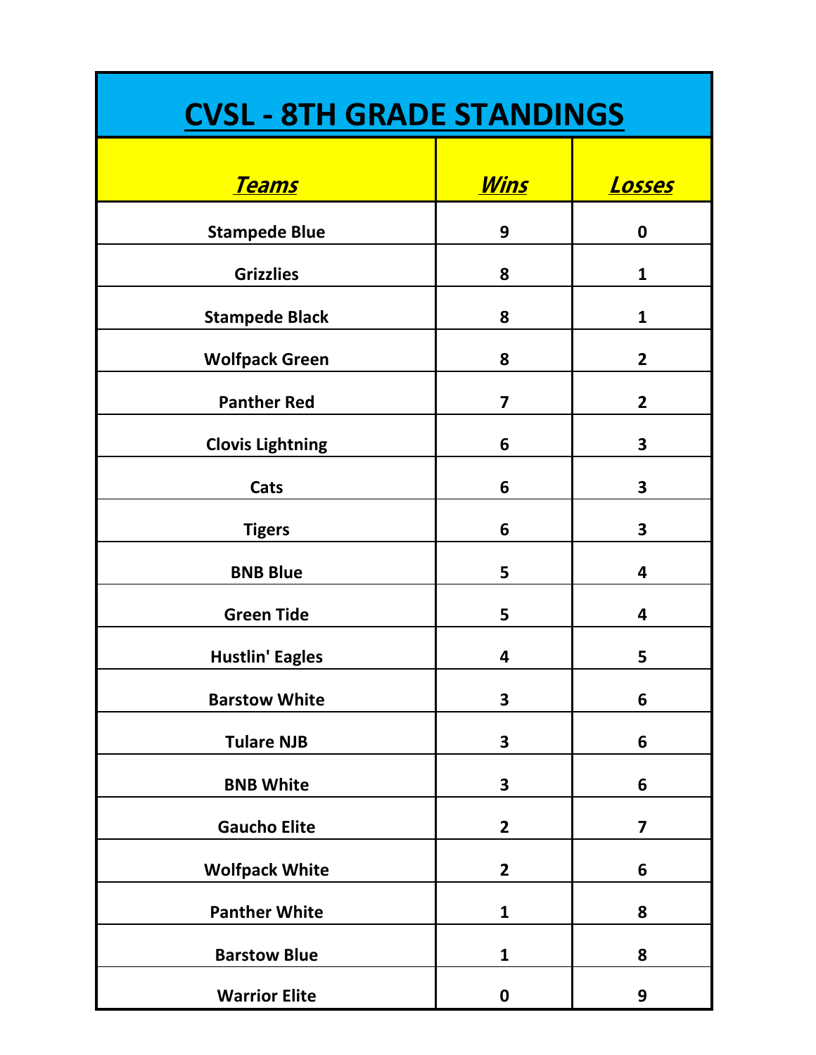# CVSL - 8TH GRADE STANDINGS

| ***Teams*** | ***Wins*** | ***Losses*** |
|---|---|---|
| **Stampede Blue** | **9** | **0** |
| **Grizzlies** | **8** | **1** |
| **Stampede Black** | **8** | **1** |
| **Wolfpack Green** | **8** | **2** |
| **Panther Red** | **7** | **2** |
| **Clovis Lightning** | **6** | **3** |
| **Cats** | **6** | **3** |
| **Tigers** | **6** | **3** |
| **BNB Blue** | **5** | **4** |
| **Green Tide** | **5** | **4** |
| **Hustlin' Eagles** | **4** | **5** |
| **Barstow White** | **3** | **6** |
| **Tulare NJB** | **3** | **6** |
| **BNB White** | **3** | **6** |
| **Gaucho Elite** | **2** | **7** |
| **Wolfpack White** | **2** | **6** |
| **Panther White** | **1** | **8** |
| **Barstow Blue** | **1** | **8** |
| **Warrior Elite** | **0** | **9** |